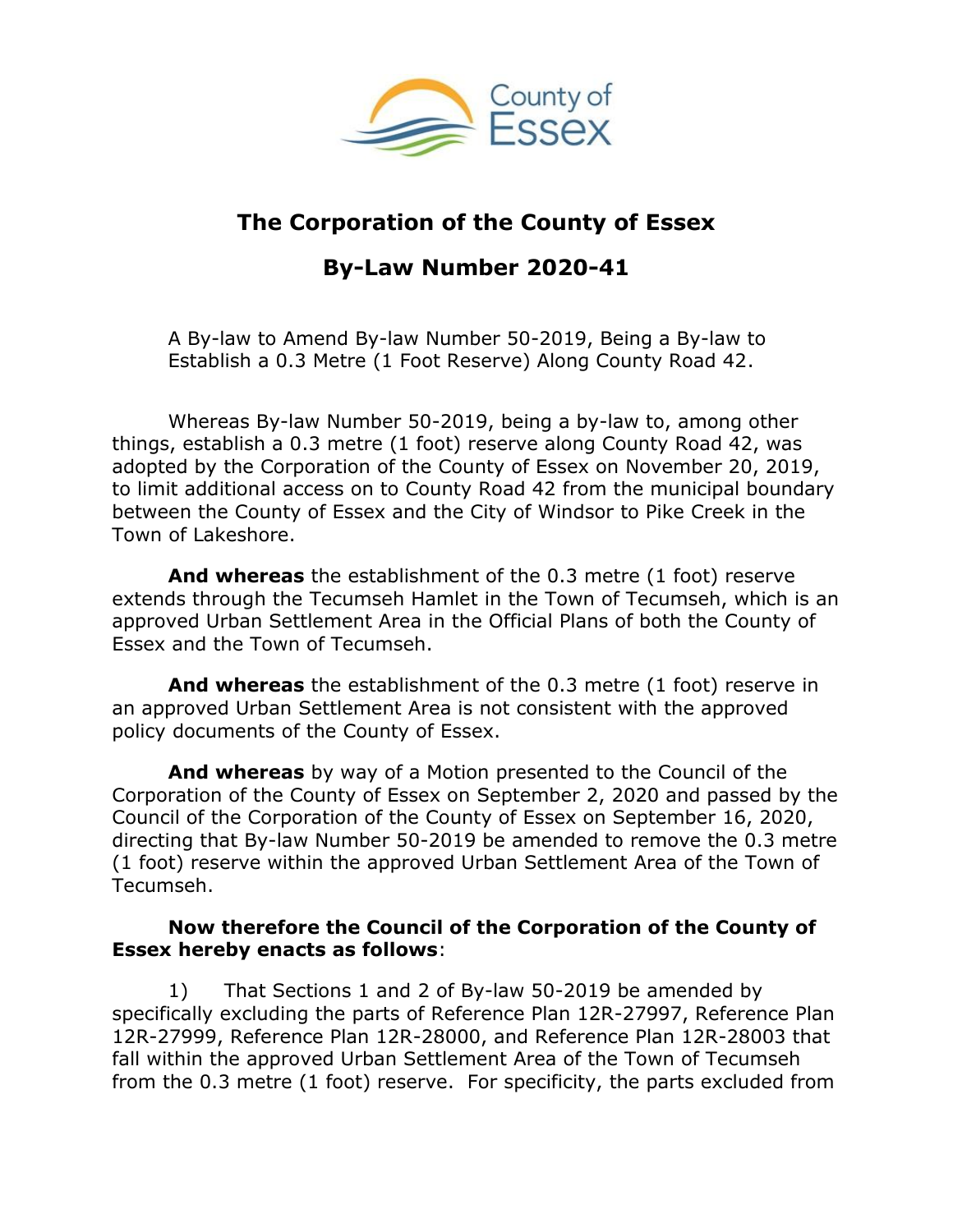County of Essex

# The Corporation of the County of Essex

## By-Law Number 2020-41

A By-law to Amend By-law Number 50-2019, Being a By-law to Establish a 0.3 Metre (1 Foot Reserve) Along County Road 42.

Whereas By-law Number 50-2019, being a by-law to, among other things, establish a 0.3 metre (1 foot) reserve along County Road 42, was adopted by the Corporation of the County of Essex on November 20, 2019, to limit additional access on to County Road 42 from the municipal boundary between the County of Essex and the City of Windsor to Pike Creek in the Town of Lakeshore.

**And whereas** the establishment of the 0.3 metre (1 foot) reserve extends through the Tecumseh Hamlet in the Town of Tecumseh, which is an approved Urban Settlement Area in the Official Plans of both the County of Essex and the Town of Tecumseh.

**And whereas** the establishment of the 0.3 metre (1 foot) reserve in an approved Urban Settlement Area is not consistent with the approved policy documents of the County of Essex.

**And whereas** by way of a Motion presented to the Council of the Corporation of the County of Essex on September 2, 2020 and passed by the Council of the Corporation of the County of Essex on September 16, 2020, directing that By-law Number 50-2019 be amended to remove the 0.3 metre (1 foot) reserve within the approved Urban Settlement Area of the Town of Tecumseh.

**Now therefore the Council of the Corporation of the County of Essex hereby enacts as follows**:

1) That Sections 1 and 2 of By-law 50-2019 be amended by specifically excluding the parts of Reference Plan 12R-27997, Reference Plan 12R-27999, Reference Plan 12R-28000, and Reference Plan 12R-28003 that fall within the approved Urban Settlement Area of the Town of Tecumseh from the 0.3 metre (1 foot) reserve. For specificity, the parts excluded from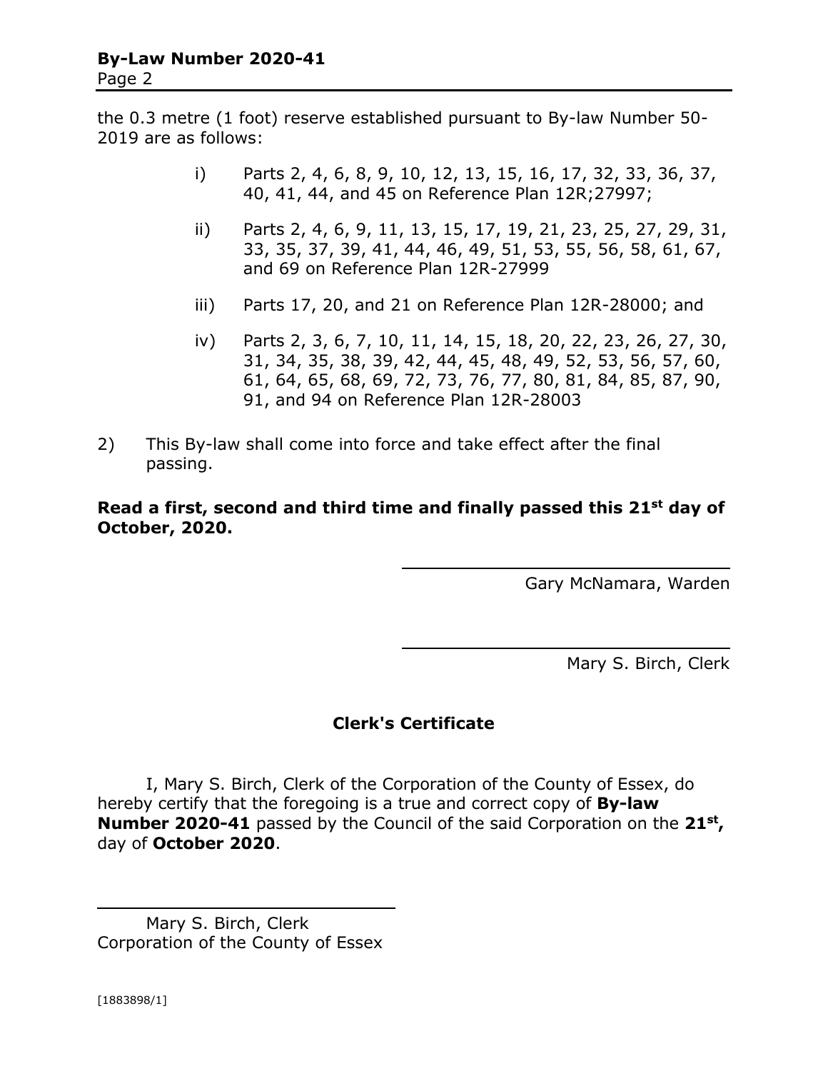the 0.3 metre (1 foot) reserve established pursuant to By-law Number 50-2019 are as follows:

i) Parts 2, 4, 6, 8, 9, 10, 12, 13, 15, 16, 17, 32, 33, 36, 37, 40, 41, 44, and 45 on Reference Plan 12R;27997;

ii) Parts 2, 4, 6, 9, 11, 13, 15, 17, 19, 21, 23, 25, 27, 29, 31, 33, 35, 37, 39, 41, 44, 46, 49, 51, 53, 55, 56, 58, 61, 67, and 69 on Reference Plan 12R-27999

iii) Parts 17, 20, and 21 on Reference Plan 12R-28000; and

iv) Parts 2, 3, 6, 7, 10, 11, 14, 15, 18, 20, 22, 23, 26, 27, 30, 31, 34, 35, 38, 39, 42, 44, 45, 48, 49, 52, 53, 56, 57, 60, 61, 64, 65, 68, 69, 72, 73, 76, 77, 80, 81, 84, 85, 87, 90, 91, and 94 on Reference Plan 12R-28003

2) This By-law shall come into force and take effect after the final passing.

**Read a first, second and third time and finally passed this 21st day of October, 2020.**

Gary McNamara, Warden

Mary S. Birch, Clerk

**Clerk's Certificate**

I, Mary S. Birch, Clerk of the Corporation of the County of Essex, do hereby certify that the foregoing is a true and correct copy of **By-law Number 2020-41** passed by the Council of the said Corporation on the **21st,** day of **October 2020**.

Mary S. Birch, Clerk
Corporation of the County of Essex

[1883898/1]